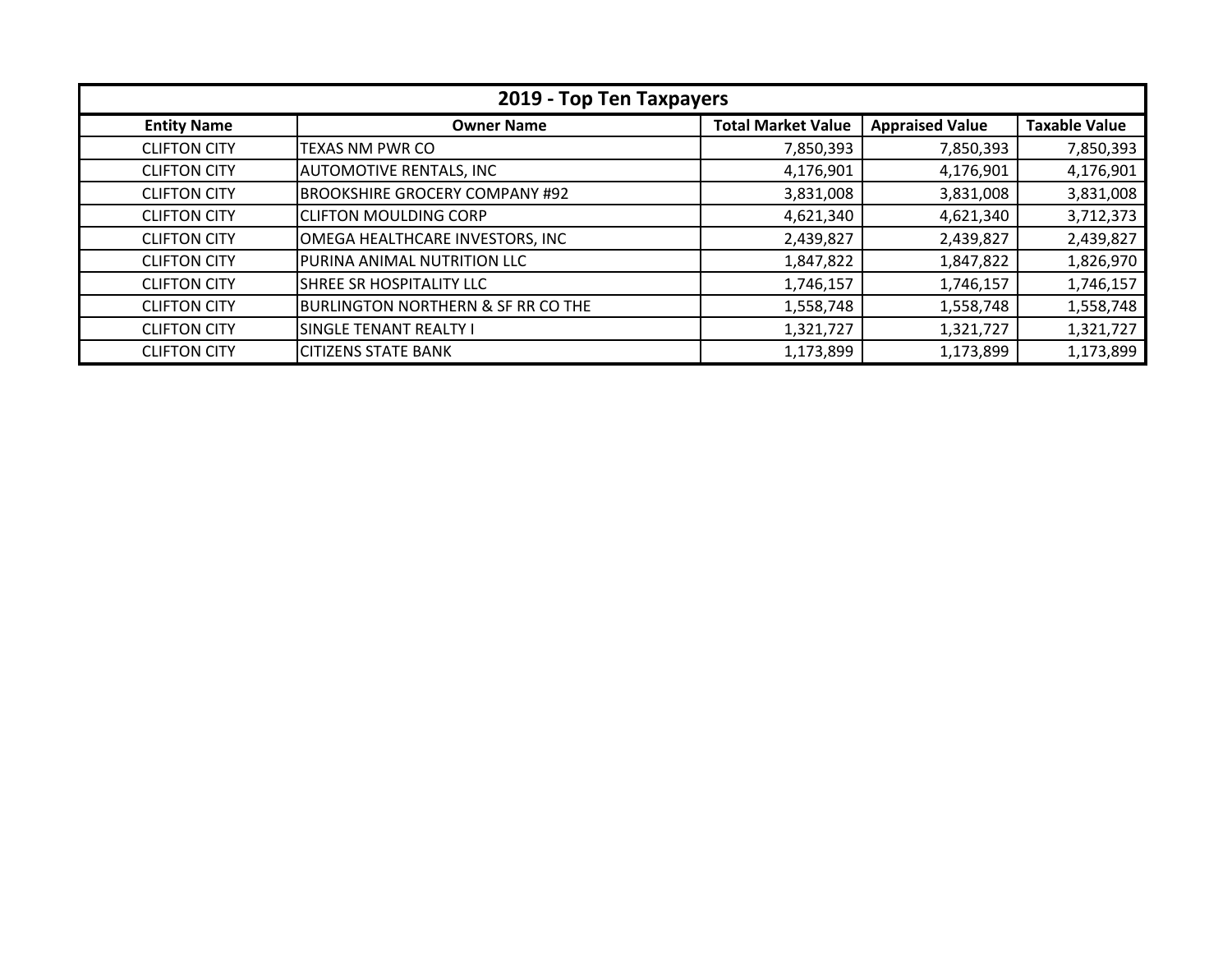## 2019 - Top Ten Taxpayers

| Entity Name | Owner Name | Total Market Value | Appraised Value | Taxable Value |
|---|---|---|---|---|
| CLIFTON CITY | TEXAS NM PWR CO | 7,850,393 | 7,850,393 | 7,850,393 |
| CLIFTON CITY | AUTOMOTIVE RENTALS, INC | 4,176,901 | 4,176,901 | 4,176,901 |
| CLIFTON CITY | BROOKSHIRE GROCERY COMPANY #92 | 3,831,008 | 3,831,008 | 3,831,008 |
| CLIFTON CITY | CLIFTON MOULDING CORP | 4,621,340 | 4,621,340 | 3,712,373 |
| CLIFTON CITY | OMEGA HEALTHCARE INVESTORS, INC | 2,439,827 | 2,439,827 | 2,439,827 |
| CLIFTON CITY | PURINA ANIMAL NUTRITION LLC | 1,847,822 | 1,847,822 | 1,826,970 |
| CLIFTON CITY | SHREE SR HOSPITALITY LLC | 1,746,157 | 1,746,157 | 1,746,157 |
| CLIFTON CITY | BURLINGTON NORTHERN & SF RR CO THE | 1,558,748 | 1,558,748 | 1,558,748 |
| CLIFTON CITY | SINGLE TENANT REALTY I | 1,321,727 | 1,321,727 | 1,321,727 |
| CLIFTON CITY | CITIZENS STATE BANK | 1,173,899 | 1,173,899 | 1,173,899 |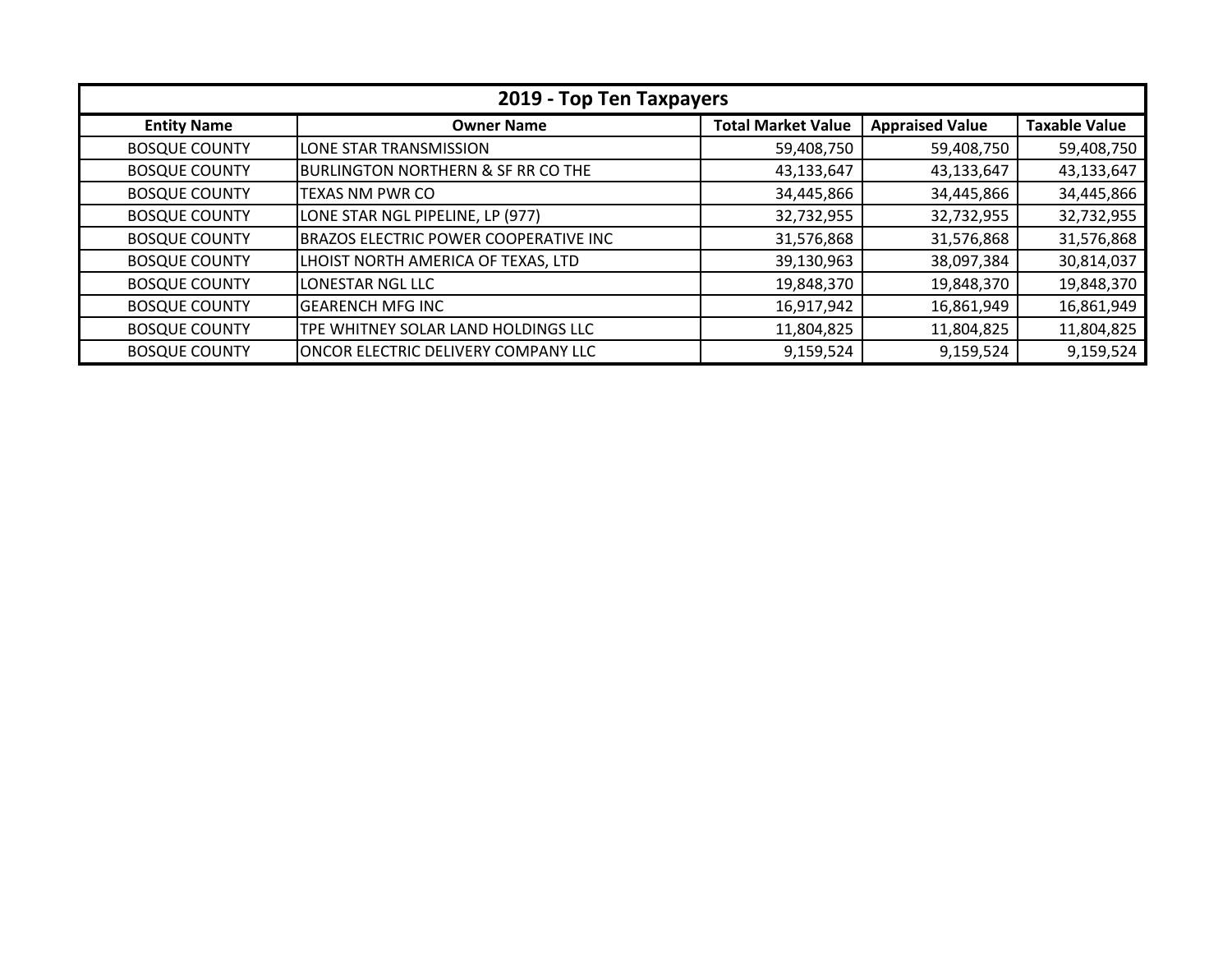| 2019 - Top Ten Taxpayers | | | | |
|---|---|---|---|---|
| **Entity Name** | **Owner Name** | **Total Market Value** | **Appraised Value** | **Taxable Value** |
| BOSQUE COUNTY | LONE STAR TRANSMISSION | 59,408,750 | 59,408,750 | 59,408,750 |
| BOSQUE COUNTY | BURLINGTON NORTHERN & SF RR CO THE | 43,133,647 | 43,133,647 | 43,133,647 |
| BOSQUE COUNTY | TEXAS NM PWR CO | 34,445,866 | 34,445,866 | 34,445,866 |
| BOSQUE COUNTY | LONE STAR NGL PIPELINE, LP (977) | 32,732,955 | 32,732,955 | 32,732,955 |
| BOSQUE COUNTY | BRAZOS ELECTRIC POWER COOPERATIVE INC | 31,576,868 | 31,576,868 | 31,576,868 |
| BOSQUE COUNTY | LHOIST NORTH AMERICA OF TEXAS, LTD | 39,130,963 | 38,097,384 | 30,814,037 |
| BOSQUE COUNTY | LONESTAR NGL LLC | 19,848,370 | 19,848,370 | 19,848,370 |
| BOSQUE COUNTY | GEARENCH MFG INC | 16,917,942 | 16,861,949 | 16,861,949 |
| BOSQUE COUNTY | TPE WHITNEY SOLAR LAND HOLDINGS LLC | 11,804,825 | 11,804,825 | 11,804,825 |
| BOSQUE COUNTY | ONCOR ELECTRIC DELIVERY COMPANY LLC | 9,159,524 | 9,159,524 | 9,159,524 |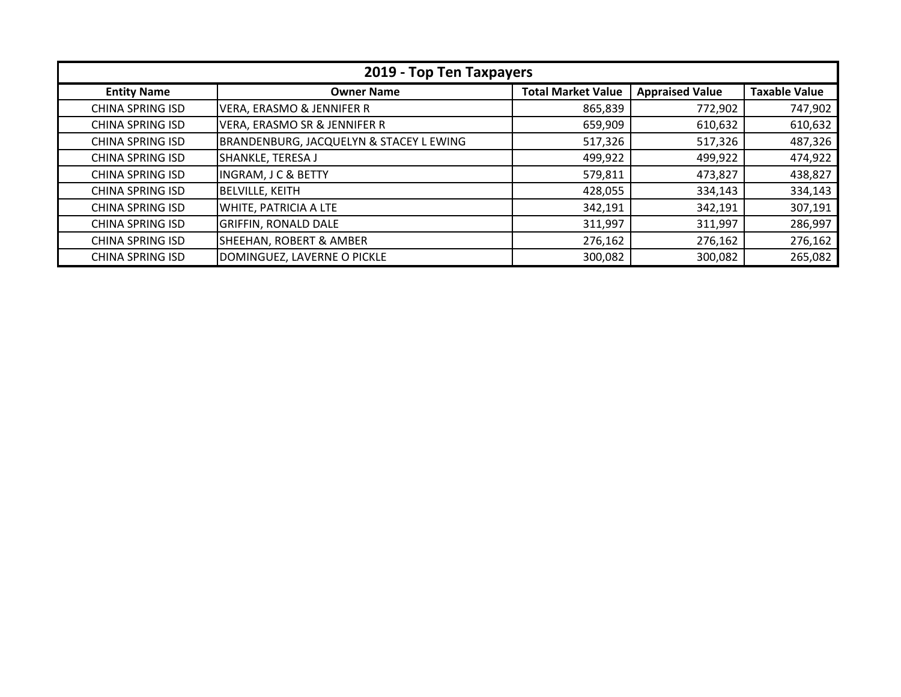| 2019 - Top Ten Taxpayers | | | | |
|---|---|---|---|---|
| **Entity Name** | **Owner Name** | **Total Market Value** | **Appraised Value** | **Taxable Value** |
| CHINA SPRING ISD | VERA, ERASMO & JENNIFER R | 865,839 | 772,902 | 747,902 |
| CHINA SPRING ISD | VERA, ERASMO SR & JENNIFER R | 659,909 | 610,632 | 610,632 |
| CHINA SPRING ISD | BRANDENBURG, JACQUELYN & STACEY L EWING | 517,326 | 517,326 | 487,326 |
| CHINA SPRING ISD | SHANKLE, TERESA J | 499,922 | 499,922 | 474,922 |
| CHINA SPRING ISD | INGRAM, J C & BETTY | 579,811 | 473,827 | 438,827 |
| CHINA SPRING ISD | BELVILLE, KEITH | 428,055 | 334,143 | 334,143 |
| CHINA SPRING ISD | WHITE, PATRICIA A LTE | 342,191 | 342,191 | 307,191 |
| CHINA SPRING ISD | GRIFFIN, RONALD DALE | 311,997 | 311,997 | 286,997 |
| CHINA SPRING ISD | SHEEHAN, ROBERT & AMBER | 276,162 | 276,162 | 276,162 |
| CHINA SPRING ISD | DOMINGUEZ, LAVERNE O PICKLE | 300,082 | 300,082 | 265,082 |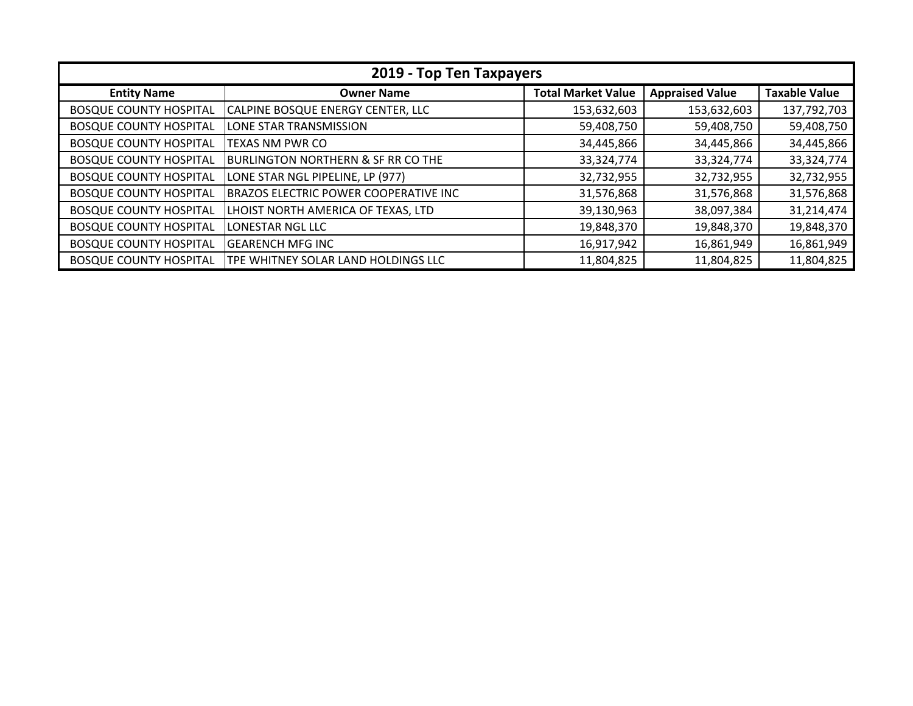| 2019 - Top Ten Taxpayers | | | | |
|---|---|---|---|---|
| **Entity Name** | **Owner Name** | **Total Market Value** | **Appraised Value** | **Taxable Value** |
| BOSQUE COUNTY HOSPITAL | CALPINE BOSQUE ENERGY CENTER, LLC | 153,632,603 | 153,632,603 | 137,792,703 |
| BOSQUE COUNTY HOSPITAL | LONE STAR TRANSMISSION | 59,408,750 | 59,408,750 | 59,408,750 |
| BOSQUE COUNTY HOSPITAL | TEXAS NM PWR CO | 34,445,866 | 34,445,866 | 34,445,866 |
| BOSQUE COUNTY HOSPITAL | BURLINGTON NORTHERN & SF RR CO THE | 33,324,774 | 33,324,774 | 33,324,774 |
| BOSQUE COUNTY HOSPITAL | LONE STAR NGL PIPELINE, LP (977) | 32,732,955 | 32,732,955 | 32,732,955 |
| BOSQUE COUNTY HOSPITAL | BRAZOS ELECTRIC POWER COOPERATIVE INC | 31,576,868 | 31,576,868 | 31,576,868 |
| BOSQUE COUNTY HOSPITAL | LHOIST NORTH AMERICA OF TEXAS, LTD | 39,130,963 | 38,097,384 | 31,214,474 |
| BOSQUE COUNTY HOSPITAL | LONESTAR NGL LLC | 19,848,370 | 19,848,370 | 19,848,370 |
| BOSQUE COUNTY HOSPITAL | GEARENCH MFG INC | 16,917,942 | 16,861,949 | 16,861,949 |
| BOSQUE COUNTY HOSPITAL | TPE WHITNEY SOLAR LAND HOLDINGS LLC | 11,804,825 | 11,804,825 | 11,804,825 |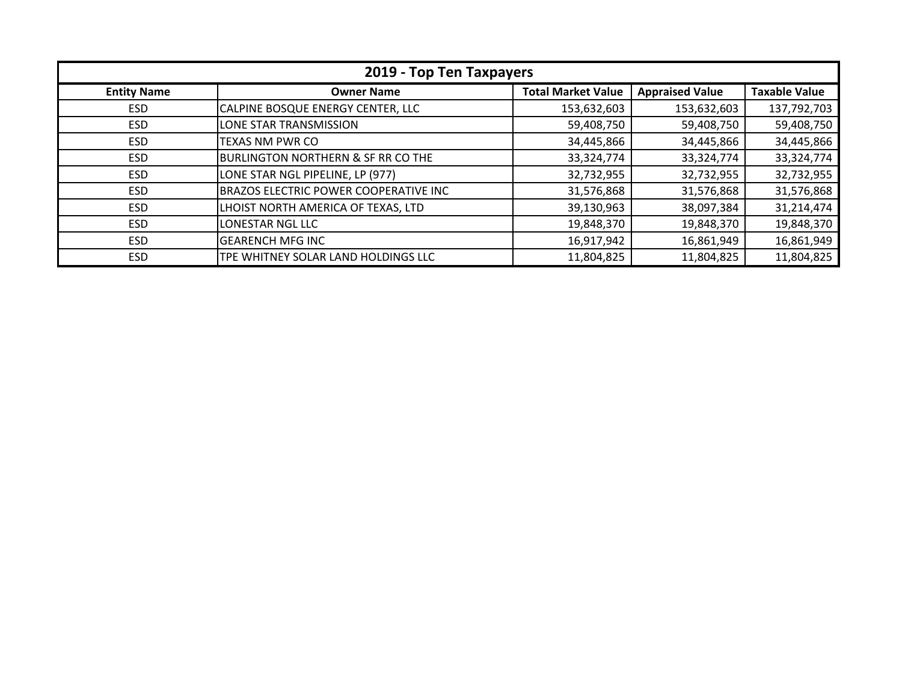| 2019 - Top Ten Taxpayers | | | | |
|---|---|---|---|---|
| **Entity Name** | **Owner Name** | **Total Market Value** | **Appraised Value** | **Taxable Value** |
| ESD | CALPINE BOSQUE ENERGY CENTER, LLC | 153,632,603 | 153,632,603 | 137,792,703 |
| ESD | LONE STAR TRANSMISSION | 59,408,750 | 59,408,750 | 59,408,750 |
| ESD | TEXAS NM PWR CO | 34,445,866 | 34,445,866 | 34,445,866 |
| ESD | BURLINGTON NORTHERN & SF RR CO THE | 33,324,774 | 33,324,774 | 33,324,774 |
| ESD | LONE STAR NGL PIPELINE, LP (977) | 32,732,955 | 32,732,955 | 32,732,955 |
| ESD | BRAZOS ELECTRIC POWER COOPERATIVE INC | 31,576,868 | 31,576,868 | 31,576,868 |
| ESD | LHOIST NORTH AMERICA OF TEXAS, LTD | 39,130,963 | 38,097,384 | 31,214,474 |
| ESD | LONESTAR NGL LLC | 19,848,370 | 19,848,370 | 19,848,370 |
| ESD | GEARENCH MFG INC | 16,917,942 | 16,861,949 | 16,861,949 |
| ESD | TPE WHITNEY SOLAR LAND HOLDINGS LLC | 11,804,825 | 11,804,825 | 11,804,825 |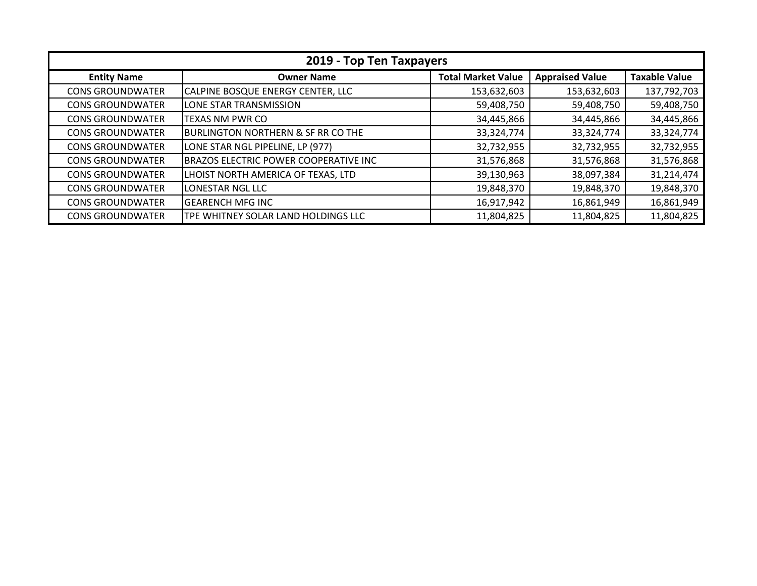## 2019 - Top Ten Taxpayers

| Entity Name | Owner Name | Total Market Value | Appraised Value | Taxable Value |
|---|---|---|---|---|
| CONS GROUNDWATER | CALPINE BOSQUE ENERGY CENTER, LLC | 153,632,603 | 153,632,603 | 137,792,703 |
| CONS GROUNDWATER | LONE STAR TRANSMISSION | 59,408,750 | 59,408,750 | 59,408,750 |
| CONS GROUNDWATER | TEXAS NM PWR CO | 34,445,866 | 34,445,866 | 34,445,866 |
| CONS GROUNDWATER | BURLINGTON NORTHERN & SF RR CO THE | 33,324,774 | 33,324,774 | 33,324,774 |
| CONS GROUNDWATER | LONE STAR NGL PIPELINE, LP (977) | 32,732,955 | 32,732,955 | 32,732,955 |
| CONS GROUNDWATER | BRAZOS ELECTRIC POWER COOPERATIVE INC | 31,576,868 | 31,576,868 | 31,576,868 |
| CONS GROUNDWATER | LHOIST NORTH AMERICA OF TEXAS, LTD | 39,130,963 | 38,097,384 | 31,214,474 |
| CONS GROUNDWATER | LONESTAR NGL LLC | 19,848,370 | 19,848,370 | 19,848,370 |
| CONS GROUNDWATER | GEARENCH MFG INC | 16,917,942 | 16,861,949 | 16,861,949 |
| CONS GROUNDWATER | TPE WHITNEY SOLAR LAND HOLDINGS LLC | 11,804,825 | 11,804,825 | 11,804,825 |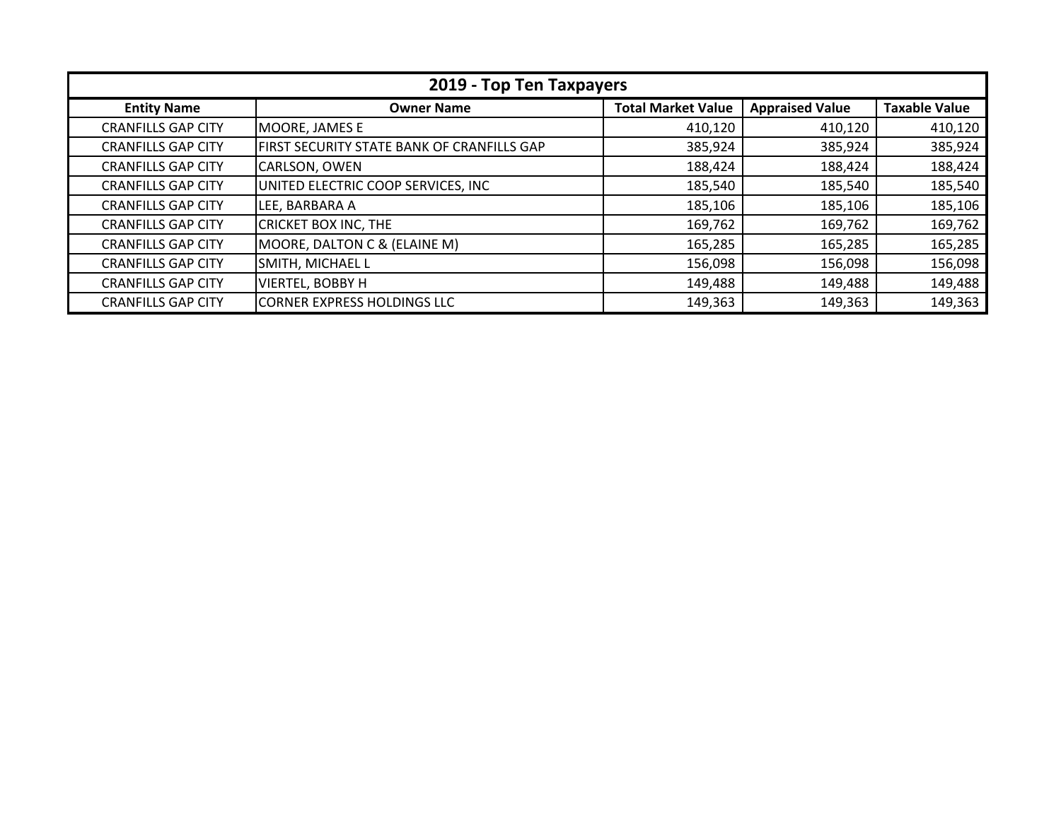| 2019 - Top Ten Taxpayers | | | | |
|---|---|---|---|---|
| **Entity Name** | **Owner Name** | **Total Market Value** | **Appraised Value** | **Taxable Value** |
| CRANFILLS GAP CITY | MOORE, JAMES E | 410,120 | 410,120 | 410,120 |
| CRANFILLS GAP CITY | FIRST SECURITY STATE BANK OF CRANFILLS GAP | 385,924 | 385,924 | 385,924 |
| CRANFILLS GAP CITY | CARLSON, OWEN | 188,424 | 188,424 | 188,424 |
| CRANFILLS GAP CITY | UNITED ELECTRIC COOP SERVICES, INC | 185,540 | 185,540 | 185,540 |
| CRANFILLS GAP CITY | LEE, BARBARA A | 185,106 | 185,106 | 185,106 |
| CRANFILLS GAP CITY | CRICKET BOX INC, THE | 169,762 | 169,762 | 169,762 |
| CRANFILLS GAP CITY | MOORE, DALTON C & (ELAINE M) | 165,285 | 165,285 | 165,285 |
| CRANFILLS GAP CITY | SMITH, MICHAEL L | 156,098 | 156,098 | 156,098 |
| CRANFILLS GAP CITY | VIERTEL, BOBBY H | 149,488 | 149,488 | 149,488 |
| CRANFILLS GAP CITY | CORNER EXPRESS HOLDINGS LLC | 149,363 | 149,363 | 149,363 |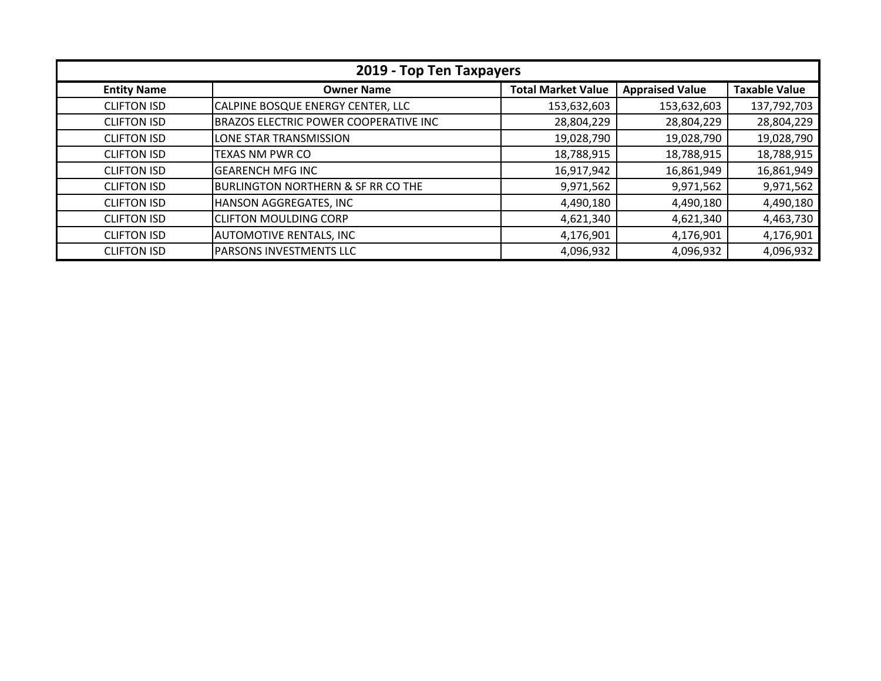| 2019 - Top Ten Taxpayers | | | | |
|---|---|---|---|---|
| **Entity Name** | **Owner Name** | **Total Market Value** | **Appraised Value** | **Taxable Value** |
| CLIFTON ISD | CALPINE BOSQUE ENERGY CENTER, LLC | 153,632,603 | 153,632,603 | 137,792,703 |
| CLIFTON ISD | BRAZOS ELECTRIC POWER COOPERATIVE INC | 28,804,229 | 28,804,229 | 28,804,229 |
| CLIFTON ISD | LONE STAR TRANSMISSION | 19,028,790 | 19,028,790 | 19,028,790 |
| CLIFTON ISD | TEXAS NM PWR CO | 18,788,915 | 18,788,915 | 18,788,915 |
| CLIFTON ISD | GEARENCH MFG INC | 16,917,942 | 16,861,949 | 16,861,949 |
| CLIFTON ISD | BURLINGTON NORTHERN & SF RR CO THE | 9,971,562 | 9,971,562 | 9,971,562 |
| CLIFTON ISD | HANSON AGGREGATES, INC | 4,490,180 | 4,490,180 | 4,490,180 |
| CLIFTON ISD | CLIFTON MOULDING CORP | 4,621,340 | 4,621,340 | 4,463,730 |
| CLIFTON ISD | AUTOMOTIVE RENTALS, INC | 4,176,901 | 4,176,901 | 4,176,901 |
| CLIFTON ISD | PARSONS INVESTMENTS LLC | 4,096,932 | 4,096,932 | 4,096,932 |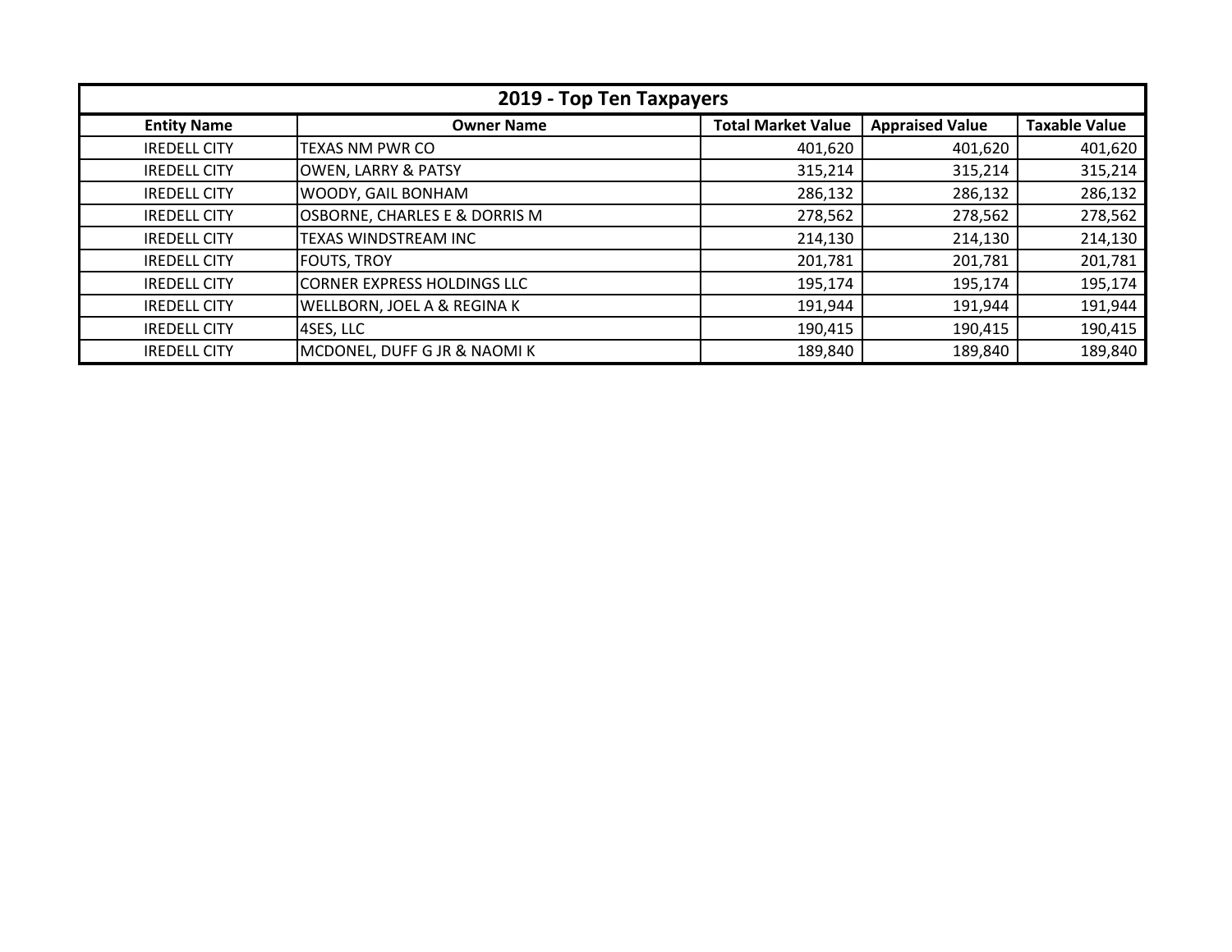| 2019 - Top Ten Taxpayers | | | | |
|---|---|---|---|---|
| **Entity Name** | **Owner Name** | **Total Market Value** | **Appraised Value** | **Taxable Value** |
| IREDELL CITY | TEXAS NM PWR CO | 401,620 | 401,620 | 401,620 |
| IREDELL CITY | OWEN, LARRY & PATSY | 315,214 | 315,214 | 315,214 |
| IREDELL CITY | WOODY, GAIL BONHAM | 286,132 | 286,132 | 286,132 |
| IREDELL CITY | OSBORNE, CHARLES E & DORRIS M | 278,562 | 278,562 | 278,562 |
| IREDELL CITY | TEXAS WINDSTREAM INC | 214,130 | 214,130 | 214,130 |
| IREDELL CITY | FOUTS, TROY | 201,781 | 201,781 | 201,781 |
| IREDELL CITY | CORNER EXPRESS HOLDINGS LLC | 195,174 | 195,174 | 195,174 |
| IREDELL CITY | WELLBORN, JOEL A & REGINA K | 191,944 | 191,944 | 191,944 |
| IREDELL CITY | 4SES, LLC | 190,415 | 190,415 | 190,415 |
| IREDELL CITY | MCDONEL, DUFF G JR & NAOMI K | 189,840 | 189,840 | 189,840 |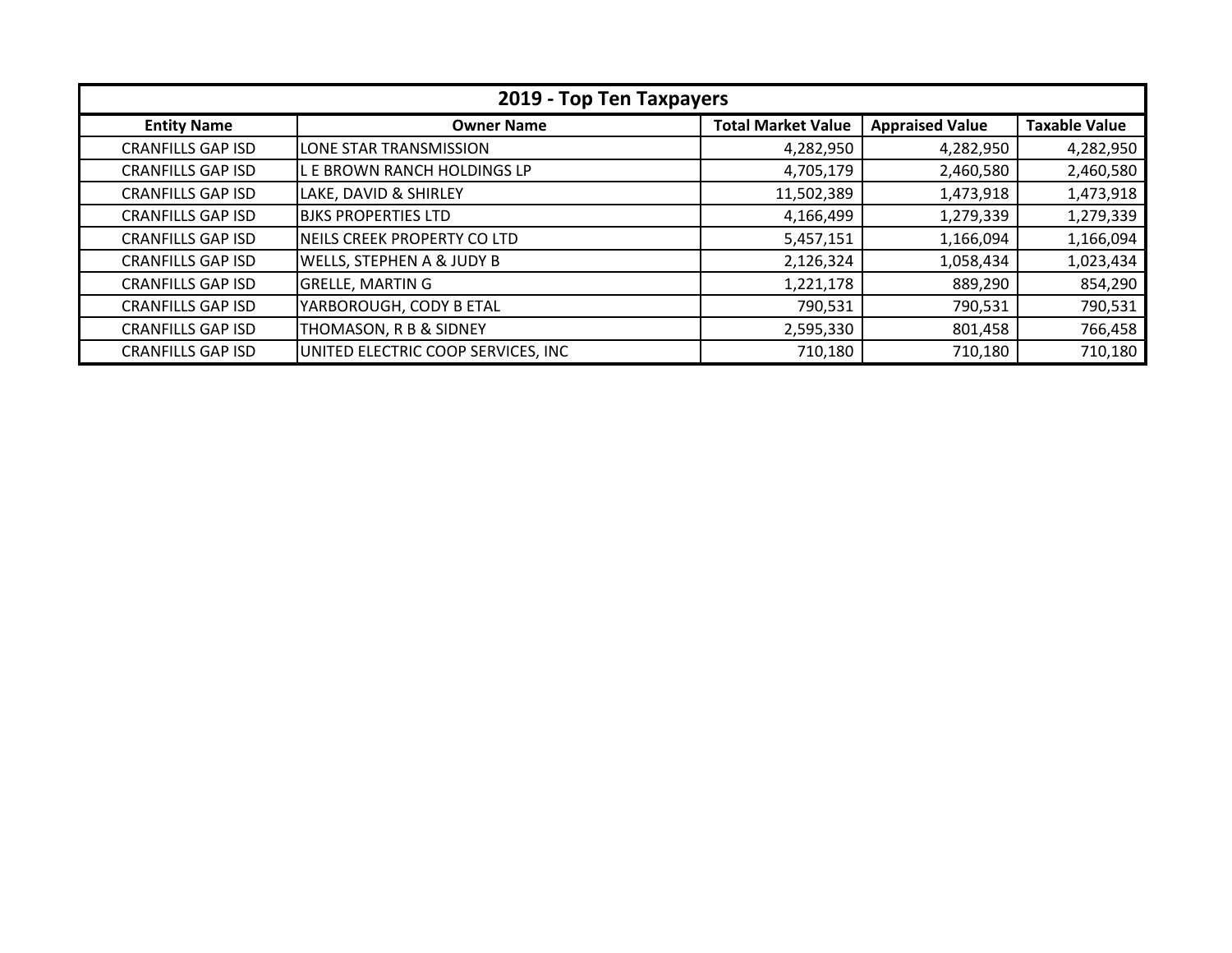## 2019 - Top Ten Taxpayers

| Entity Name | Owner Name | Total Market Value | Appraised Value | Taxable Value |
|---|---|---|---|---|
| CRANFILLS GAP ISD | LONE STAR TRANSMISSION | 4,282,950 | 4,282,950 | 4,282,950 |
| CRANFILLS GAP ISD | L E BROWN RANCH HOLDINGS LP | 4,705,179 | 2,460,580 | 2,460,580 |
| CRANFILLS GAP ISD | LAKE, DAVID & SHIRLEY | 11,502,389 | 1,473,918 | 1,473,918 |
| CRANFILLS GAP ISD | BJKS PROPERTIES LTD | 4,166,499 | 1,279,339 | 1,279,339 |
| CRANFILLS GAP ISD | NEILS CREEK PROPERTY CO LTD | 5,457,151 | 1,166,094 | 1,166,094 |
| CRANFILLS GAP ISD | WELLS, STEPHEN A & JUDY B | 2,126,324 | 1,058,434 | 1,023,434 |
| CRANFILLS GAP ISD | GRELLE, MARTIN G | 1,221,178 | 889,290 | 854,290 |
| CRANFILLS GAP ISD | YARBOROUGH, CODY B ETAL | 790,531 | 790,531 | 790,531 |
| CRANFILLS GAP ISD | THOMASON, R B & SIDNEY | 2,595,330 | 801,458 | 766,458 |
| CRANFILLS GAP ISD | UNITED ELECTRIC COOP SERVICES, INC | 710,180 | 710,180 | 710,180 |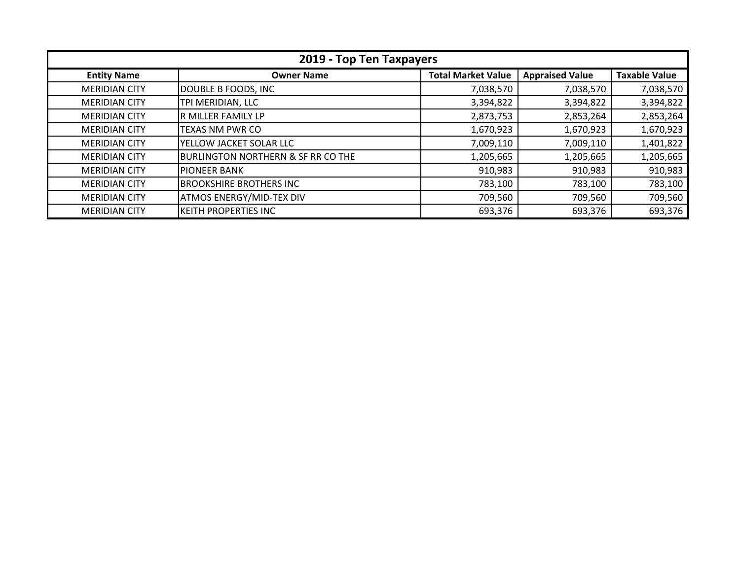| 2019 - Top Ten Taxpayers | | | | |
| --- | --- | --- | --- | --- |
| **Entity Name** | **Owner Name** | **Total Market Value** | **Appraised Value** | **Taxable Value** |
| MERIDIAN CITY | DOUBLE B FOODS, INC | 7,038,570 | 7,038,570 | 7,038,570 |
| MERIDIAN CITY | TPI MERIDIAN, LLC | 3,394,822 | 3,394,822 | 3,394,822 |
| MERIDIAN CITY | R MILLER FAMILY LP | 2,873,753 | 2,853,264 | 2,853,264 |
| MERIDIAN CITY | TEXAS NM PWR CO | 1,670,923 | 1,670,923 | 1,670,923 |
| MERIDIAN CITY | YELLOW JACKET SOLAR LLC | 7,009,110 | 7,009,110 | 1,401,822 |
| MERIDIAN CITY | BURLINGTON NORTHERN & SF RR CO THE | 1,205,665 | 1,205,665 | 1,205,665 |
| MERIDIAN CITY | PIONEER BANK | 910,983 | 910,983 | 910,983 |
| MERIDIAN CITY | BROOKSHIRE BROTHERS INC | 783,100 | 783,100 | 783,100 |
| MERIDIAN CITY | ATMOS ENERGY/MID-TEX DIV | 709,560 | 709,560 | 709,560 |
| MERIDIAN CITY | KEITH PROPERTIES INC | 693,376 | 693,376 | 693,376 |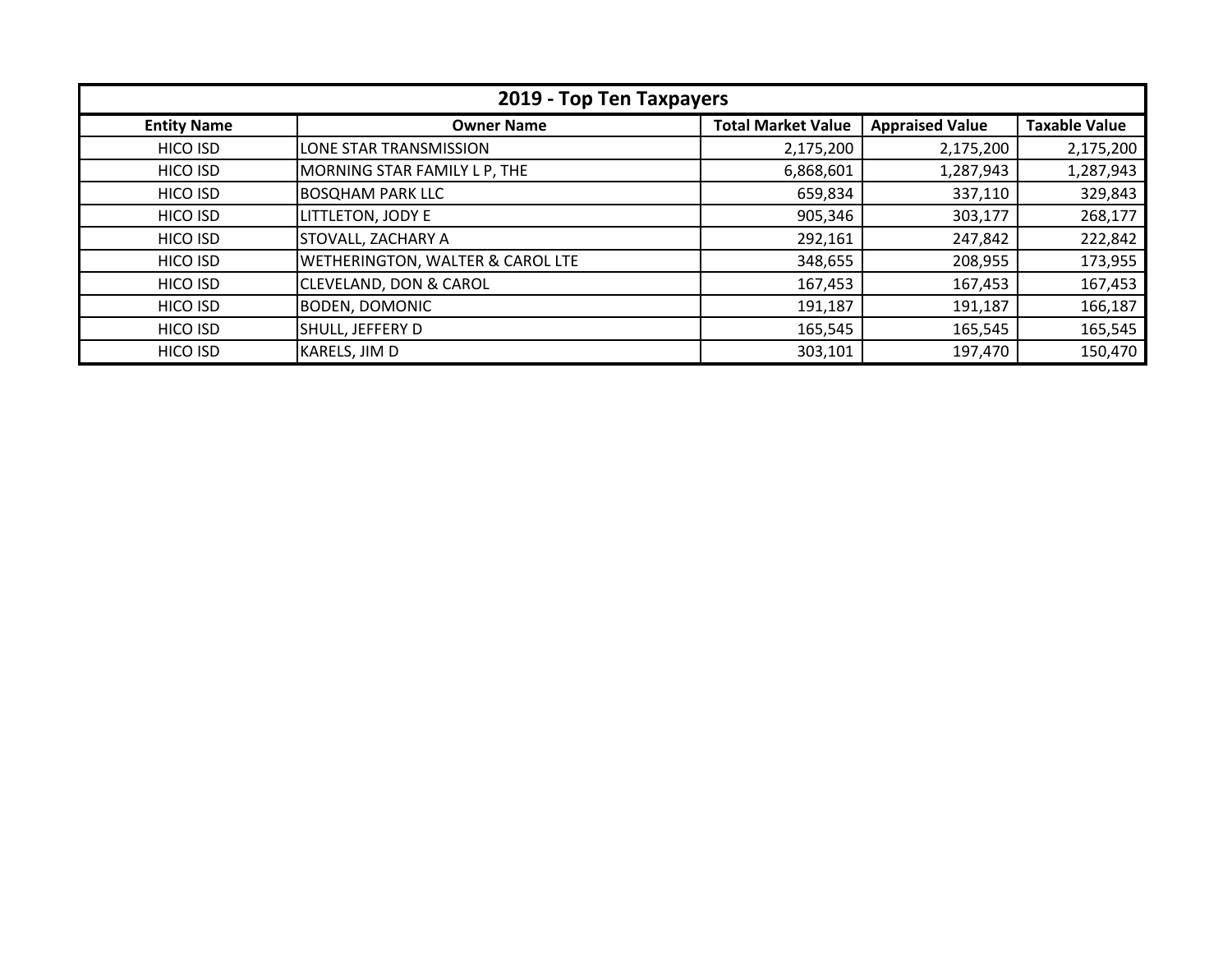| 2019 - Top Ten Taxpayers | | | | |
|---|---|---|---|---|
| **Entity Name** | **Owner Name** | **Total Market Value** | **Appraised Value** | **Taxable Value** |
| HICO ISD | LONE STAR TRANSMISSION | 2,175,200 | 2,175,200 | 2,175,200 |
| HICO ISD | MORNING STAR FAMILY L P, THE | 6,868,601 | 1,287,943 | 1,287,943 |
| HICO ISD | BOSQHAM PARK LLC | 659,834 | 337,110 | 329,843 |
| HICO ISD | LITTLETON, JODY E | 905,346 | 303,177 | 268,177 |
| HICO ISD | STOVALL, ZACHARY A | 292,161 | 247,842 | 222,842 |
| HICO ISD | WETHERINGTON, WALTER & CAROL LTE | 348,655 | 208,955 | 173,955 |
| HICO ISD | CLEVELAND, DON & CAROL | 167,453 | 167,453 | 167,453 |
| HICO ISD | BODEN, DOMONIC | 191,187 | 191,187 | 166,187 |
| HICO ISD | SHULL, JEFFERY D | 165,545 | 165,545 | 165,545 |
| HICO ISD | KARELS, JIM D | 303,101 | 197,470 | 150,470 |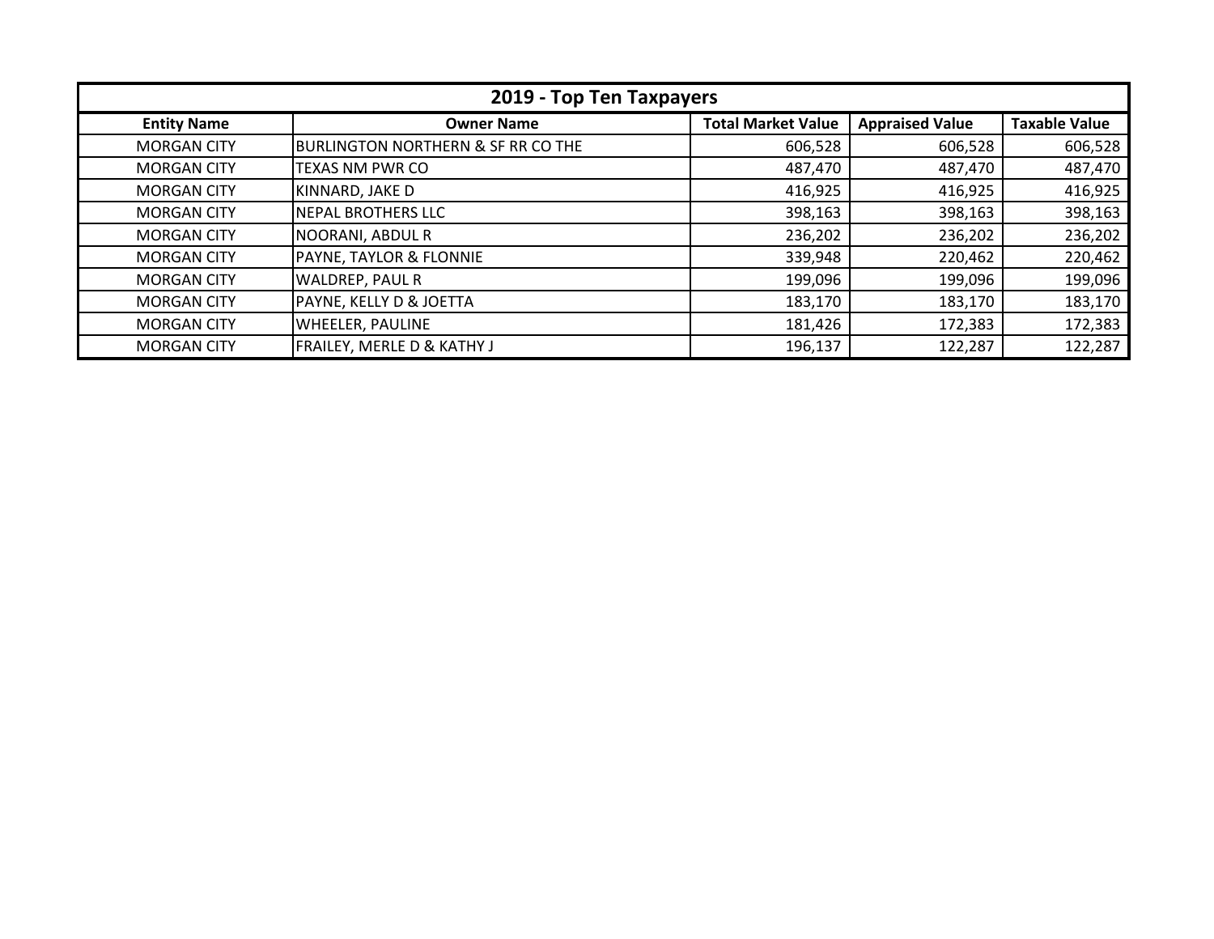| 2019 - Top Ten Taxpayers | | | | |
|---|---|---|---|---|
| **Entity Name** | **Owner Name** | **Total Market Value** | **Appraised Value** | **Taxable Value** |
| MORGAN CITY | BURLINGTON NORTHERN & SF RR CO THE | 606,528 | 606,528 | 606,528 |
| MORGAN CITY | TEXAS NM PWR CO | 487,470 | 487,470 | 487,470 |
| MORGAN CITY | KINNARD, JAKE D | 416,925 | 416,925 | 416,925 |
| MORGAN CITY | NEPAL BROTHERS LLC | 398,163 | 398,163 | 398,163 |
| MORGAN CITY | NOORANI, ABDUL R | 236,202 | 236,202 | 236,202 |
| MORGAN CITY | PAYNE, TAYLOR & FLONNIE | 339,948 | 220,462 | 220,462 |
| MORGAN CITY | WALDREP, PAUL R | 199,096 | 199,096 | 199,096 |
| MORGAN CITY | PAYNE, KELLY D & JOETTA | 183,170 | 183,170 | 183,170 |
| MORGAN CITY | WHEELER, PAULINE | 181,426 | 172,383 | 172,383 |
| MORGAN CITY | FRAILEY, MERLE D & KATHY J | 196,137 | 122,287 | 122,287 |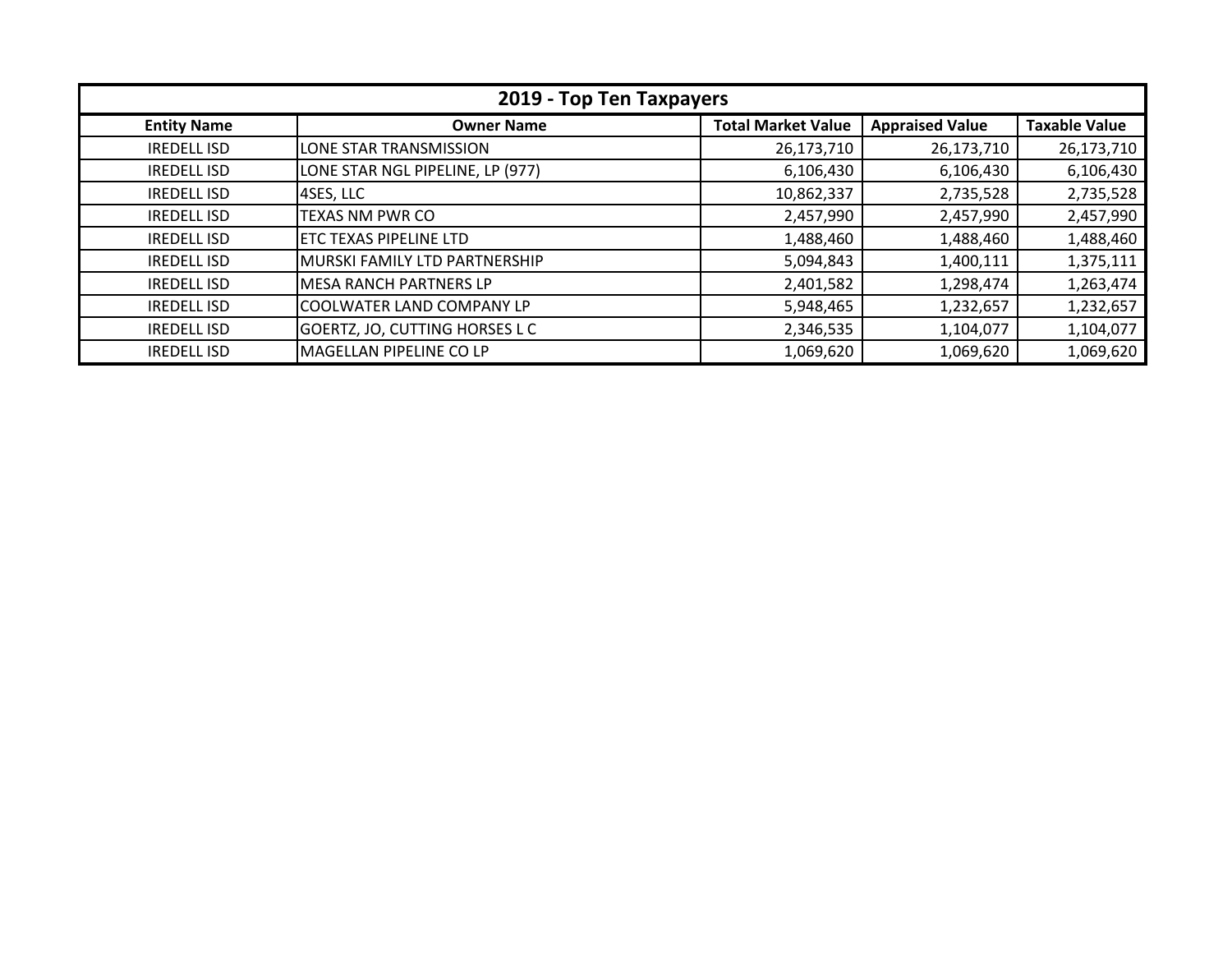## 2019 - Top Ten Taxpayers

| Entity Name | Owner Name | Total Market Value | Appraised Value | Taxable Value |
|---|---|---|---|---|
| IREDELL ISD | LONE STAR TRANSMISSION | 26,173,710 | 26,173,710 | 26,173,710 |
| IREDELL ISD | LONE STAR NGL PIPELINE, LP (977) | 6,106,430 | 6,106,430 | 6,106,430 |
| IREDELL ISD | 4SES, LLC | 10,862,337 | 2,735,528 | 2,735,528 |
| IREDELL ISD | TEXAS NM PWR CO | 2,457,990 | 2,457,990 | 2,457,990 |
| IREDELL ISD | ETC TEXAS PIPELINE LTD | 1,488,460 | 1,488,460 | 1,488,460 |
| IREDELL ISD | MURSKI FAMILY LTD PARTNERSHIP | 5,094,843 | 1,400,111 | 1,375,111 |
| IREDELL ISD | MESA RANCH PARTNERS LP | 2,401,582 | 1,298,474 | 1,263,474 |
| IREDELL ISD | COOLWATER LAND COMPANY LP | 5,948,465 | 1,232,657 | 1,232,657 |
| IREDELL ISD | GOERTZ, JO, CUTTING HORSES L C | 2,346,535 | 1,104,077 | 1,104,077 |
| IREDELL ISD | MAGELLAN PIPELINE CO LP | 1,069,620 | 1,069,620 | 1,069,620 |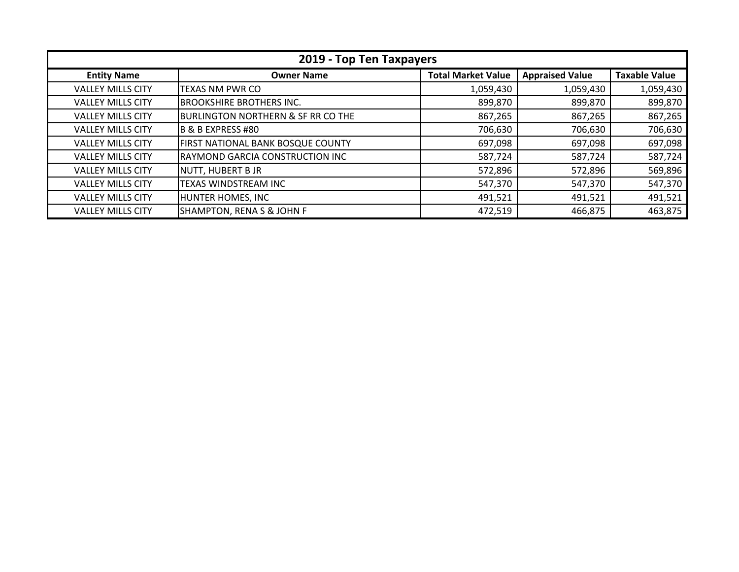| 2019 - Top Ten Taxpayers | | | | |
|---|---|---|---|---|
| **Entity Name** | **Owner Name** | **Total Market Value** | **Appraised Value** | **Taxable Value** |
| VALLEY MILLS CITY | TEXAS NM PWR CO | 1,059,430 | 1,059,430 | 1,059,430 |
| VALLEY MILLS CITY | BROOKSHIRE BROTHERS INC. | 899,870 | 899,870 | 899,870 |
| VALLEY MILLS CITY | BURLINGTON NORTHERN & SF RR CO THE | 867,265 | 867,265 | 867,265 |
| VALLEY MILLS CITY | B & B EXPRESS #80 | 706,630 | 706,630 | 706,630 |
| VALLEY MILLS CITY | FIRST NATIONAL BANK BOSQUE COUNTY | 697,098 | 697,098 | 697,098 |
| VALLEY MILLS CITY | RAYMOND GARCIA CONSTRUCTION INC | 587,724 | 587,724 | 587,724 |
| VALLEY MILLS CITY | NUTT, HUBERT B JR | 572,896 | 572,896 | 569,896 |
| VALLEY MILLS CITY | TEXAS WINDSTREAM INC | 547,370 | 547,370 | 547,370 |
| VALLEY MILLS CITY | HUNTER HOMES, INC | 491,521 | 491,521 | 491,521 |
| VALLEY MILLS CITY | SHAMPTON, RENA S & JOHN F | 472,519 | 466,875 | 463,875 |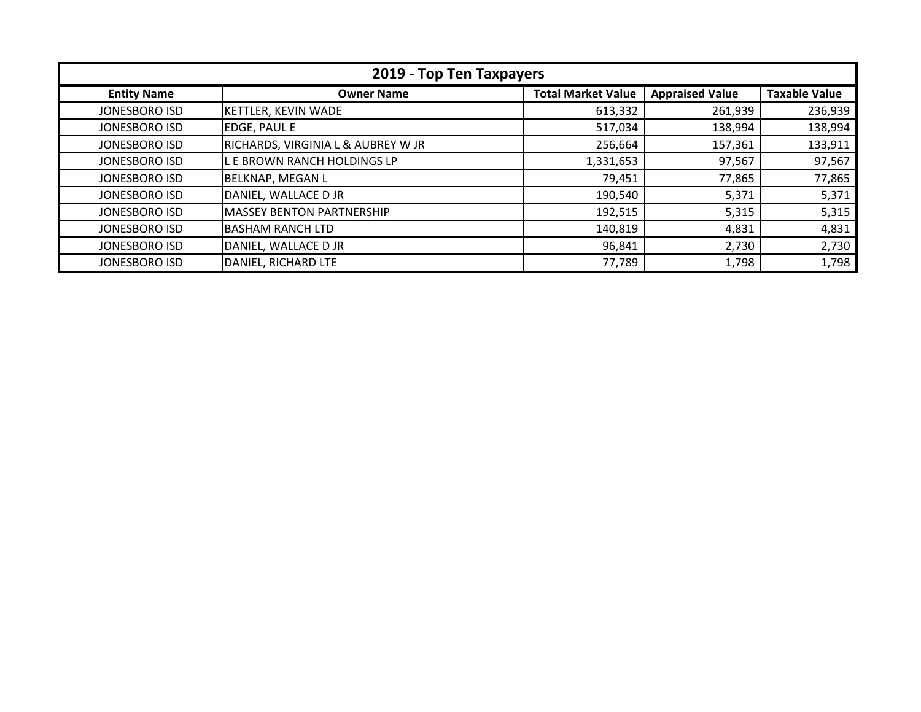| 2019 - Top Ten Taxpayers | | | | |
|---|---|---|---|---|
| **Entity Name** | **Owner Name** | **Total Market Value** | **Appraised Value** | **Taxable Value** |
| JONESBORO ISD | KETTLER, KEVIN WADE | 613,332 | 261,939 | 236,939 |
| JONESBORO ISD | EDGE, PAUL E | 517,034 | 138,994 | 138,994 |
| JONESBORO ISD | RICHARDS, VIRGINIA L & AUBREY W JR | 256,664 | 157,361 | 133,911 |
| JONESBORO ISD | L E BROWN RANCH HOLDINGS LP | 1,331,653 | 97,567 | 97,567 |
| JONESBORO ISD | BELKNAP, MEGAN L | 79,451 | 77,865 | 77,865 |
| JONESBORO ISD | DANIEL, WALLACE D JR | 190,540 | 5,371 | 5,371 |
| JONESBORO ISD | MASSEY BENTON PARTNERSHIP | 192,515 | 5,315 | 5,315 |
| JONESBORO ISD | BASHAM RANCH LTD | 140,819 | 4,831 | 4,831 |
| JONESBORO ISD | DANIEL, WALLACE D JR | 96,841 | 2,730 | 2,730 |
| JONESBORO ISD | DANIEL, RICHARD LTE | 77,789 | 1,798 | 1,798 |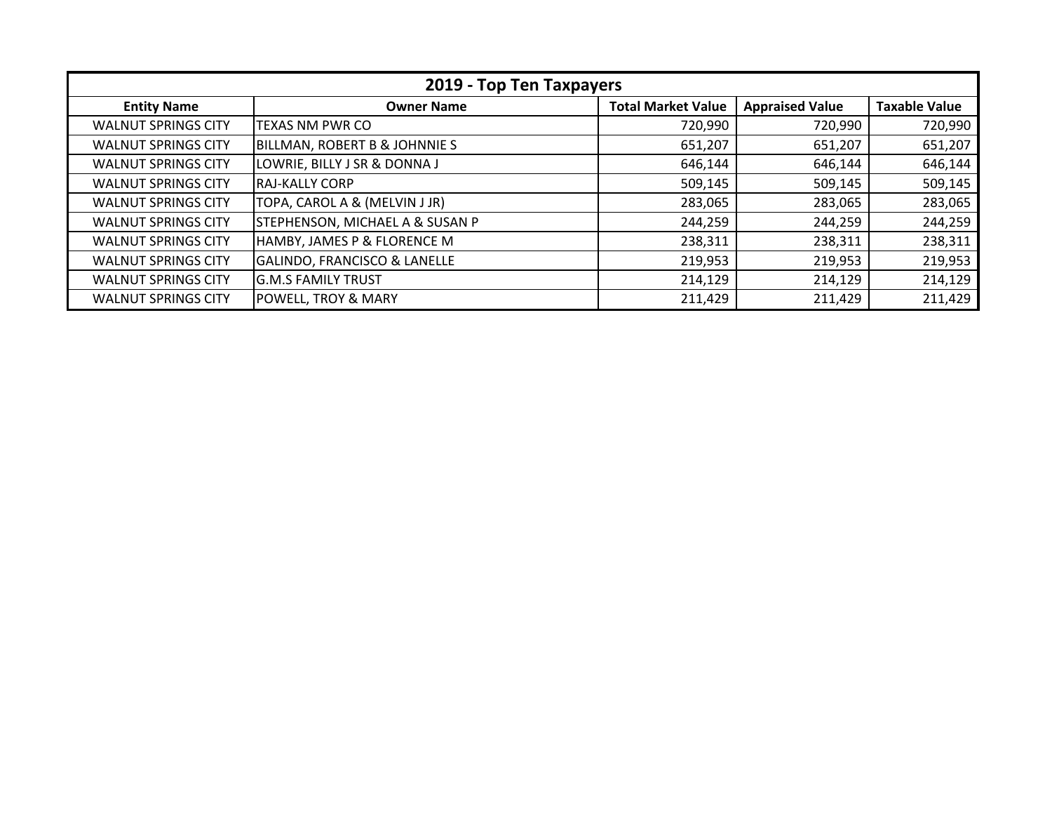| 2019 - Top Ten Taxpayers | | | | |
|---|---|---|---|---|
| **Entity Name** | **Owner Name** | **Total Market Value** | **Appraised Value** | **Taxable Value** |
| WALNUT SPRINGS CITY | TEXAS NM PWR CO | 720,990 | 720,990 | 720,990 |
| WALNUT SPRINGS CITY | BILLMAN, ROBERT B & JOHNNIE S | 651,207 | 651,207 | 651,207 |
| WALNUT SPRINGS CITY | LOWRIE, BILLY J SR & DONNA J | 646,144 | 646,144 | 646,144 |
| WALNUT SPRINGS CITY | RAJ-KALLY CORP | 509,145 | 509,145 | 509,145 |
| WALNUT SPRINGS CITY | TOPA, CAROL A & (MELVIN J JR) | 283,065 | 283,065 | 283,065 |
| WALNUT SPRINGS CITY | STEPHENSON, MICHAEL A & SUSAN P | 244,259 | 244,259 | 244,259 |
| WALNUT SPRINGS CITY | HAMBY, JAMES P & FLORENCE M | 238,311 | 238,311 | 238,311 |
| WALNUT SPRINGS CITY | GALINDO, FRANCISCO & LANELLE | 219,953 | 219,953 | 219,953 |
| WALNUT SPRINGS CITY | G.M.S FAMILY TRUST | 214,129 | 214,129 | 214,129 |
| WALNUT SPRINGS CITY | POWELL, TROY & MARY | 211,429 | 211,429 | 211,429 |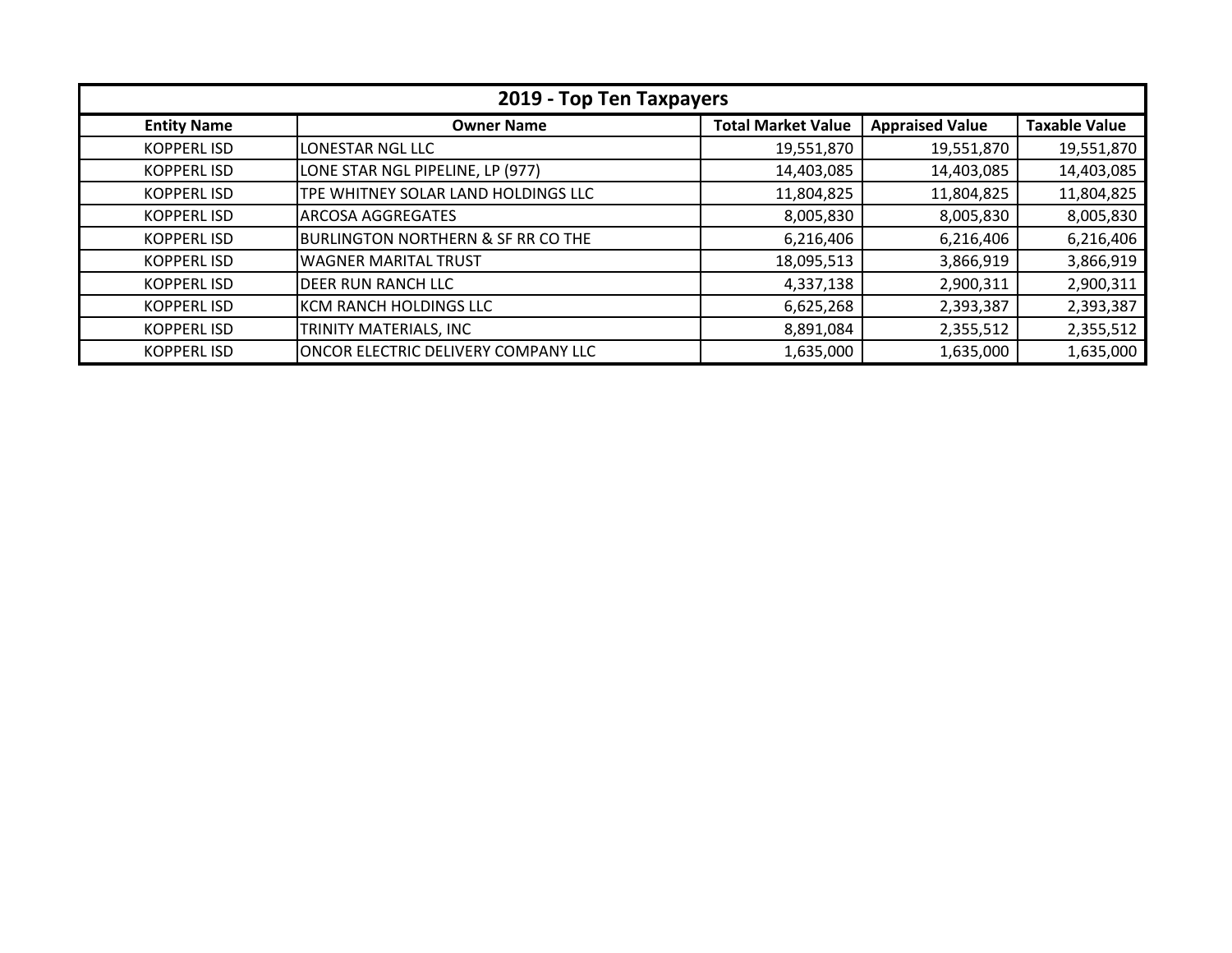| 2019 - Top Ten Taxpayers | | | | |
|---|---|---|---|---|
| **Entity Name** | **Owner Name** | **Total Market Value** | **Appraised Value** | **Taxable Value** |
| KOPPERL ISD | LONESTAR NGL LLC | 19,551,870 | 19,551,870 | 19,551,870 |
| KOPPERL ISD | LONE STAR NGL PIPELINE, LP (977) | 14,403,085 | 14,403,085 | 14,403,085 |
| KOPPERL ISD | TPE WHITNEY SOLAR LAND HOLDINGS LLC | 11,804,825 | 11,804,825 | 11,804,825 |
| KOPPERL ISD | ARCOSA AGGREGATES | 8,005,830 | 8,005,830 | 8,005,830 |
| KOPPERL ISD | BURLINGTON NORTHERN & SF RR CO THE | 6,216,406 | 6,216,406 | 6,216,406 |
| KOPPERL ISD | WAGNER MARITAL TRUST | 18,095,513 | 3,866,919 | 3,866,919 |
| KOPPERL ISD | DEER RUN RANCH LLC | 4,337,138 | 2,900,311 | 2,900,311 |
| KOPPERL ISD | KCM RANCH HOLDINGS LLC | 6,625,268 | 2,393,387 | 2,393,387 |
| KOPPERL ISD | TRINITY MATERIALS, INC | 8,891,084 | 2,355,512 | 2,355,512 |
| KOPPERL ISD | ONCOR ELECTRIC DELIVERY COMPANY LLC | 1,635,000 | 1,635,000 | 1,635,000 |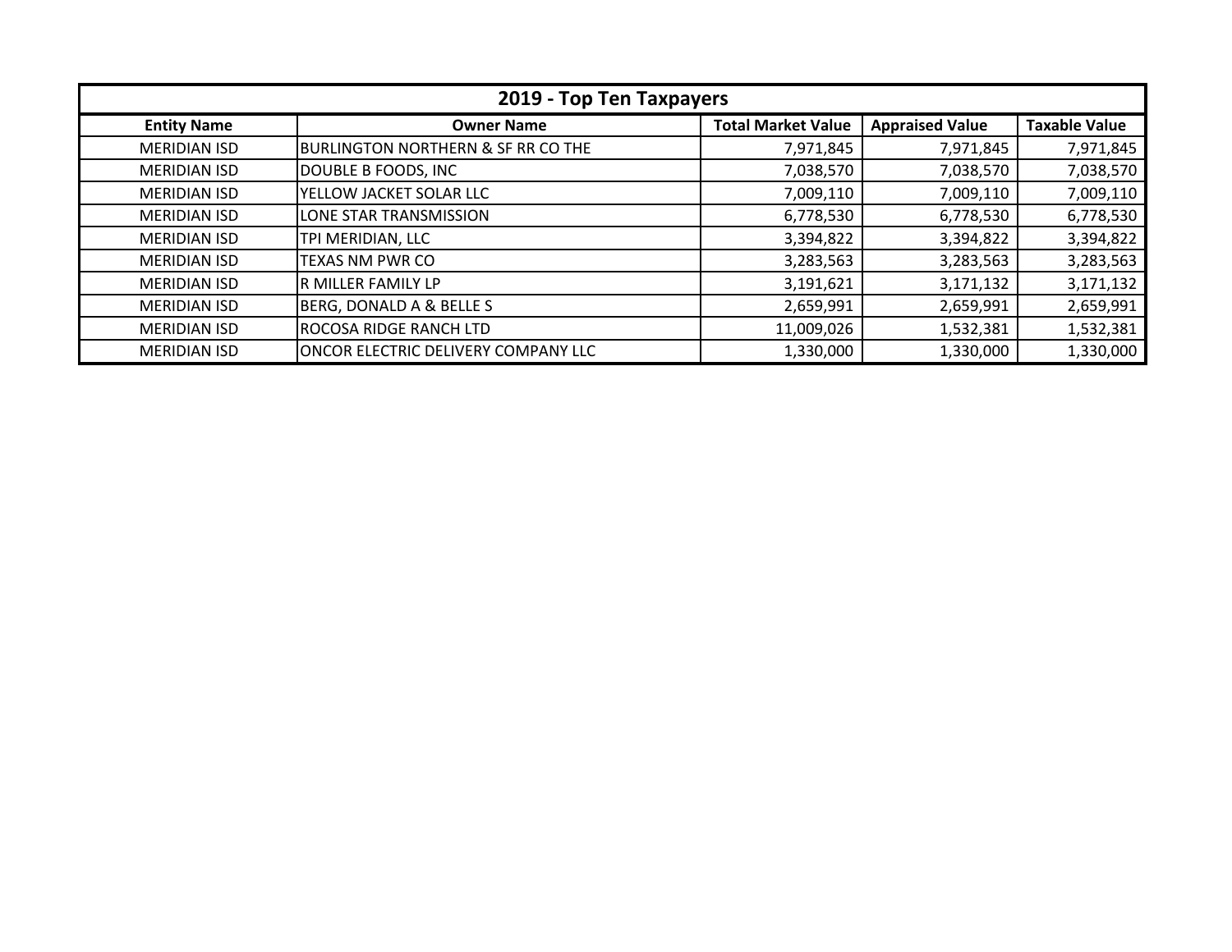| 2019 - Top Ten Taxpayers | | | | |
|---|---|---|---|---|
| **Entity Name** | **Owner Name** | **Total Market Value** | **Appraised Value** | **Taxable Value** |
| MERIDIAN ISD | BURLINGTON NORTHERN & SF RR CO THE | 7,971,845 | 7,971,845 | 7,971,845 |
| MERIDIAN ISD | DOUBLE B FOODS, INC | 7,038,570 | 7,038,570 | 7,038,570 |
| MERIDIAN ISD | YELLOW JACKET SOLAR LLC | 7,009,110 | 7,009,110 | 7,009,110 |
| MERIDIAN ISD | LONE STAR TRANSMISSION | 6,778,530 | 6,778,530 | 6,778,530 |
| MERIDIAN ISD | TPI MERIDIAN, LLC | 3,394,822 | 3,394,822 | 3,394,822 |
| MERIDIAN ISD | TEXAS NM PWR CO | 3,283,563 | 3,283,563 | 3,283,563 |
| MERIDIAN ISD | R MILLER FAMILY LP | 3,191,621 | 3,171,132 | 3,171,132 |
| MERIDIAN ISD | BERG, DONALD A & BELLE S | 2,659,991 | 2,659,991 | 2,659,991 |
| MERIDIAN ISD | ROCOSA RIDGE RANCH LTD | 11,009,026 | 1,532,381 | 1,532,381 |
| MERIDIAN ISD | ONCOR ELECTRIC DELIVERY COMPANY LLC | 1,330,000 | 1,330,000 | 1,330,000 |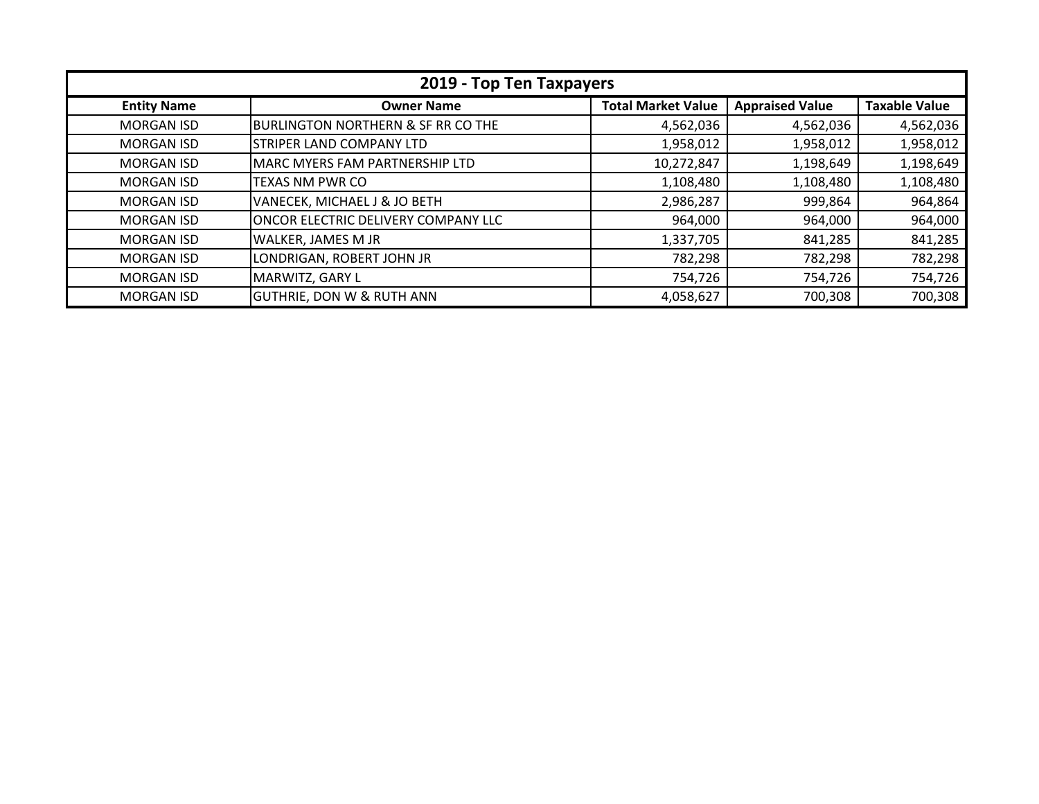## 2019 - Top Ten Taxpayers

| Entity Name | Owner Name | Total Market Value | Appraised Value | Taxable Value |
|---|---|---|---|---|
| MORGAN ISD | BURLINGTON NORTHERN & SF RR CO THE | 4,562,036 | 4,562,036 | 4,562,036 |
| MORGAN ISD | STRIPER LAND COMPANY LTD | 1,958,012 | 1,958,012 | 1,958,012 |
| MORGAN ISD | MARC MYERS FAM PARTNERSHIP LTD | 10,272,847 | 1,198,649 | 1,198,649 |
| MORGAN ISD | TEXAS NM PWR CO | 1,108,480 | 1,108,480 | 1,108,480 |
| MORGAN ISD | VANECEK, MICHAEL J & JO BETH | 2,986,287 | 999,864 | 964,864 |
| MORGAN ISD | ONCOR ELECTRIC DELIVERY COMPANY LLC | 964,000 | 964,000 | 964,000 |
| MORGAN ISD | WALKER, JAMES M JR | 1,337,705 | 841,285 | 841,285 |
| MORGAN ISD | LONDRIGAN, ROBERT JOHN JR | 782,298 | 782,298 | 782,298 |
| MORGAN ISD | MARWITZ, GARY L | 754,726 | 754,726 | 754,726 |
| MORGAN ISD | GUTHRIE, DON W & RUTH ANN | 4,058,627 | 700,308 | 700,308 |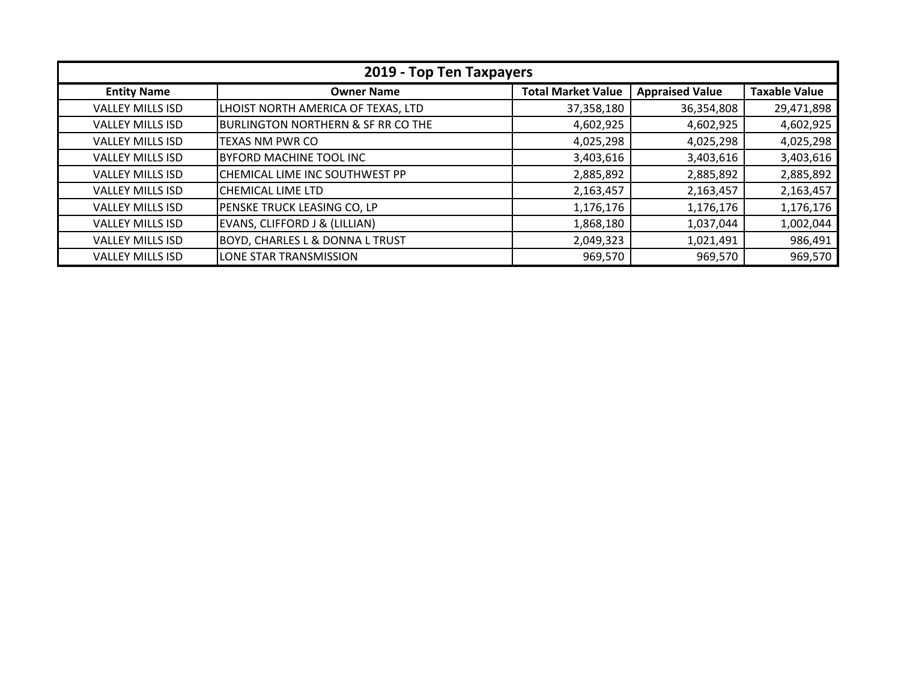| 2019 - Top Ten Taxpayers | | | | |
|---|---|---|---|---|
| **Entity Name** | **Owner Name** | **Total Market Value** | **Appraised Value** | **Taxable Value** |
| VALLEY MILLS ISD | LHOIST NORTH AMERICA OF TEXAS, LTD | 37,358,180 | 36,354,808 | 29,471,898 |
| VALLEY MILLS ISD | BURLINGTON NORTHERN & SF RR CO THE | 4,602,925 | 4,602,925 | 4,602,925 |
| VALLEY MILLS ISD | TEXAS NM PWR CO | 4,025,298 | 4,025,298 | 4,025,298 |
| VALLEY MILLS ISD | BYFORD MACHINE TOOL INC | 3,403,616 | 3,403,616 | 3,403,616 |
| VALLEY MILLS ISD | CHEMICAL LIME INC SOUTHWEST PP | 2,885,892 | 2,885,892 | 2,885,892 |
| VALLEY MILLS ISD | CHEMICAL LIME LTD | 2,163,457 | 2,163,457 | 2,163,457 |
| VALLEY MILLS ISD | PENSKE TRUCK LEASING CO, LP | 1,176,176 | 1,176,176 | 1,176,176 |
| VALLEY MILLS ISD | EVANS, CLIFFORD J & (LILLIAN) | 1,868,180 | 1,037,044 | 1,002,044 |
| VALLEY MILLS ISD | BOYD, CHARLES L & DONNA L TRUST | 2,049,323 | 1,021,491 | 986,491 |
| VALLEY MILLS ISD | LONE STAR TRANSMISSION | 969,570 | 969,570 | 969,570 |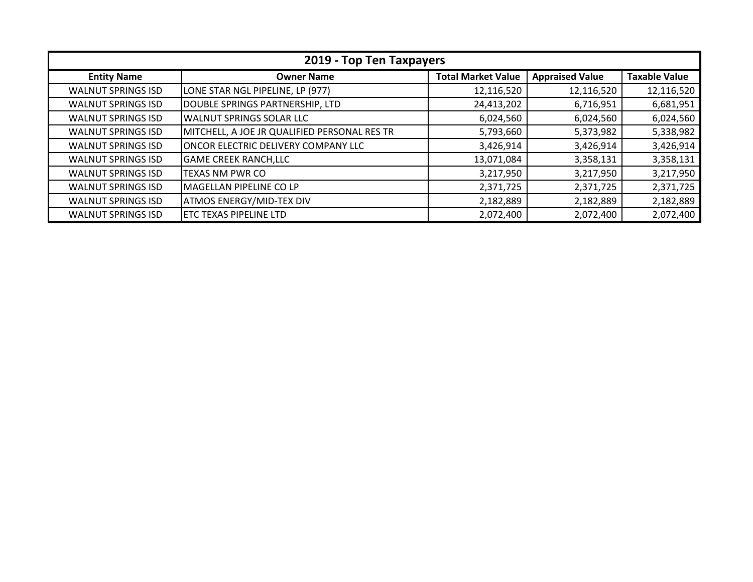## 2019 - Top Ten Taxpayers

| Entity Name | Owner Name | Total Market Value | Appraised Value | Taxable Value |
|---|---|---|---|---|
| WALNUT SPRINGS ISD | LONE STAR NGL PIPELINE, LP (977) | 12,116,520 | 12,116,520 | 12,116,520 |
| WALNUT SPRINGS ISD | DOUBLE SPRINGS PARTNERSHIP, LTD | 24,413,202 | 6,716,951 | 6,681,951 |
| WALNUT SPRINGS ISD | WALNUT SPRINGS SOLAR LLC | 6,024,560 | 6,024,560 | 6,024,560 |
| WALNUT SPRINGS ISD | MITCHELL, A JOE JR QUALIFIED PERSONAL RES TR | 5,793,660 | 5,373,982 | 5,338,982 |
| WALNUT SPRINGS ISD | ONCOR ELECTRIC DELIVERY COMPANY LLC | 3,426,914 | 3,426,914 | 3,426,914 |
| WALNUT SPRINGS ISD | GAME CREEK RANCH,LLC | 13,071,084 | 3,358,131 | 3,358,131 |
| WALNUT SPRINGS ISD | TEXAS NM PWR CO | 3,217,950 | 3,217,950 | 3,217,950 |
| WALNUT SPRINGS ISD | MAGELLAN PIPELINE CO LP | 2,371,725 | 2,371,725 | 2,371,725 |
| WALNUT SPRINGS ISD | ATMOS ENERGY/MID-TEX DIV | 2,182,889 | 2,182,889 | 2,182,889 |
| WALNUT SPRINGS ISD | ETC TEXAS PIPELINE LTD | 2,072,400 | 2,072,400 | 2,072,400 |